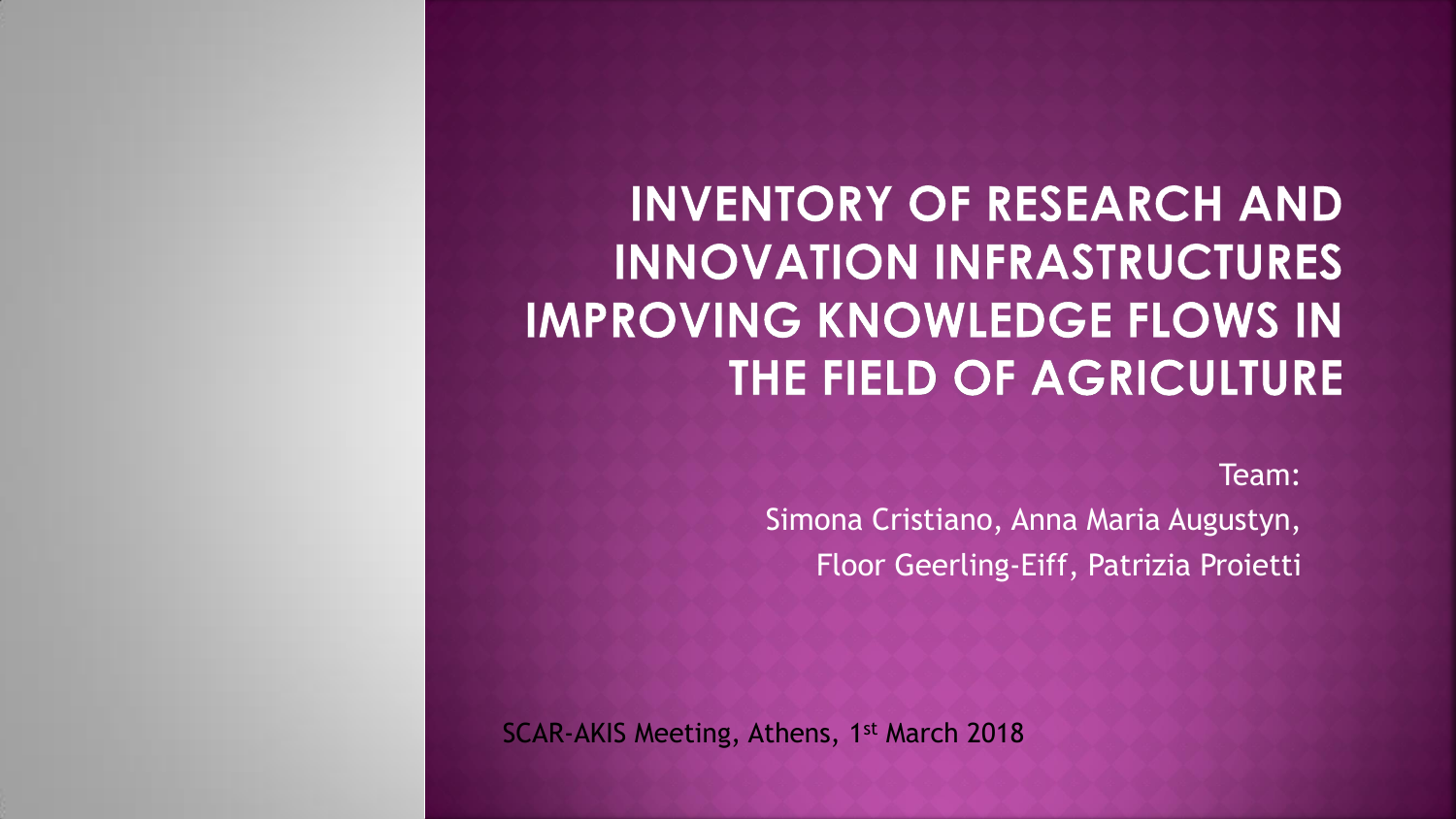# INVENTORY OF RESEARCH AND INNOVATION INFRASTRUCTURES IMPROVING KNOWLEDGE FLOWS IN THE FIELD OF AGRICULTURE

Team:

Simona Cristiano, Anna Maria Augustyn, Floor Geerling-Eiff, Patrizia Proietti

SCAR-AKIS Meeting, Athens, 1st March 2018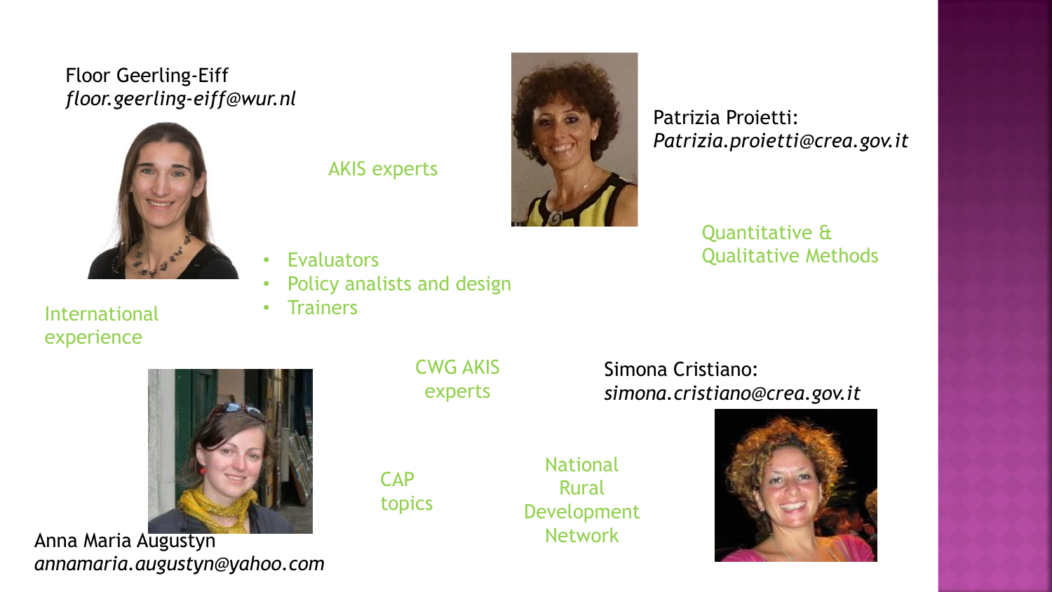Floor Geerling-Eiff
*floor.geerling-eiff@wur.nl*

AKIS experts

Patrizia Proietti:
*Patrizia.proietti@crea.gov.it*

Quantitative & Qualitative Methods

- Evaluators
- Policy analists and design
- Trainers

International experience

CWG AKIS experts

Simona Cristiano:
*simona.cristiano@crea.gov.it*

CAP topics

National Rural Development Network

Anna Maria Augustyn
*annamaria.augustyn@yahoo.com*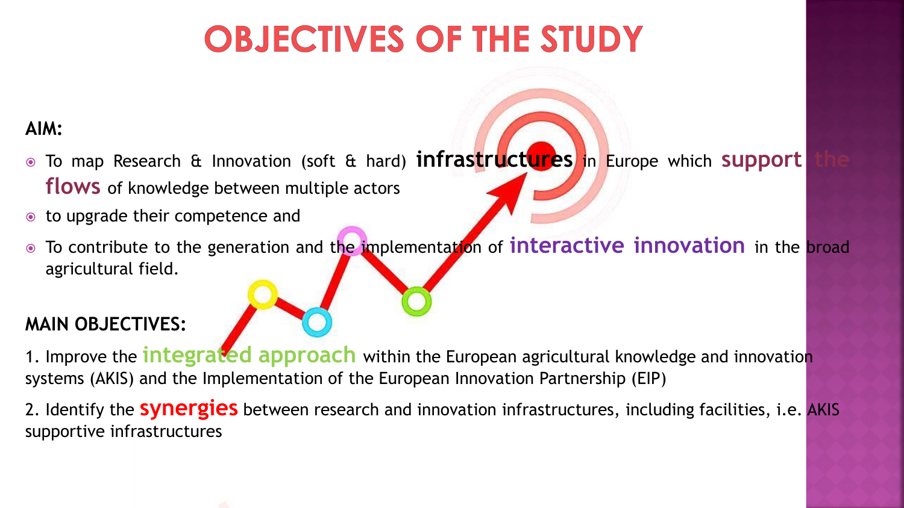# OBJECTIVES OF THE STUDY

**AIM:**

- To map Research & Innovation (soft & hard) **infrastructures** in Europe which **support the flows** of knowledge between multiple actors
- to upgrade their competence and
- To contribute to the generation and the implementation of **interactive innovation** in the broad agricultural field.

**MAIN OBJECTIVES:**

1. Improve the **integrated approach** within the European agricultural knowledge and innovation systems (AKIS) and the Implementation of the European Innovation Partnership (EIP)

2. Identify the **synergies** between research and innovation infrastructures, including facilities, i.e. AKIS supportive infrastructures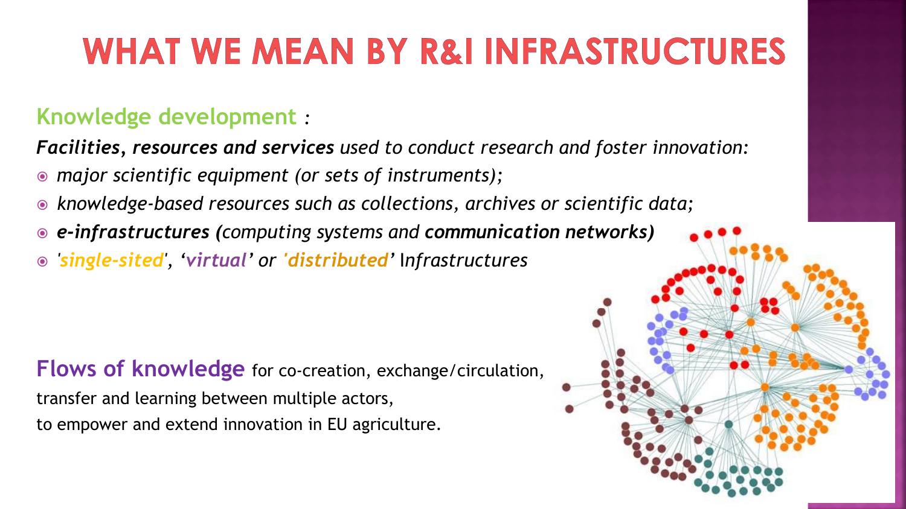# WHAT WE MEAN BY R&I INFRASTRUCTURES

**Knowledge development** :

***Facilities, resources and services*** *used to conduct research and foster innovation:*

- *major scientific equipment (or sets of instruments);*
- *knowledge-based resources such as collections, archives or scientific data;*
- ***e-infrastructures (****computing systems and* ***communication networks)***
- *'**single-sited**', '**virtual**' or '**distributed**' Infrastructures*

**Flows of knowledge** for co-creation, exchange/circulation, transfer and learning between multiple actors, to empower and extend innovation in EU agriculture.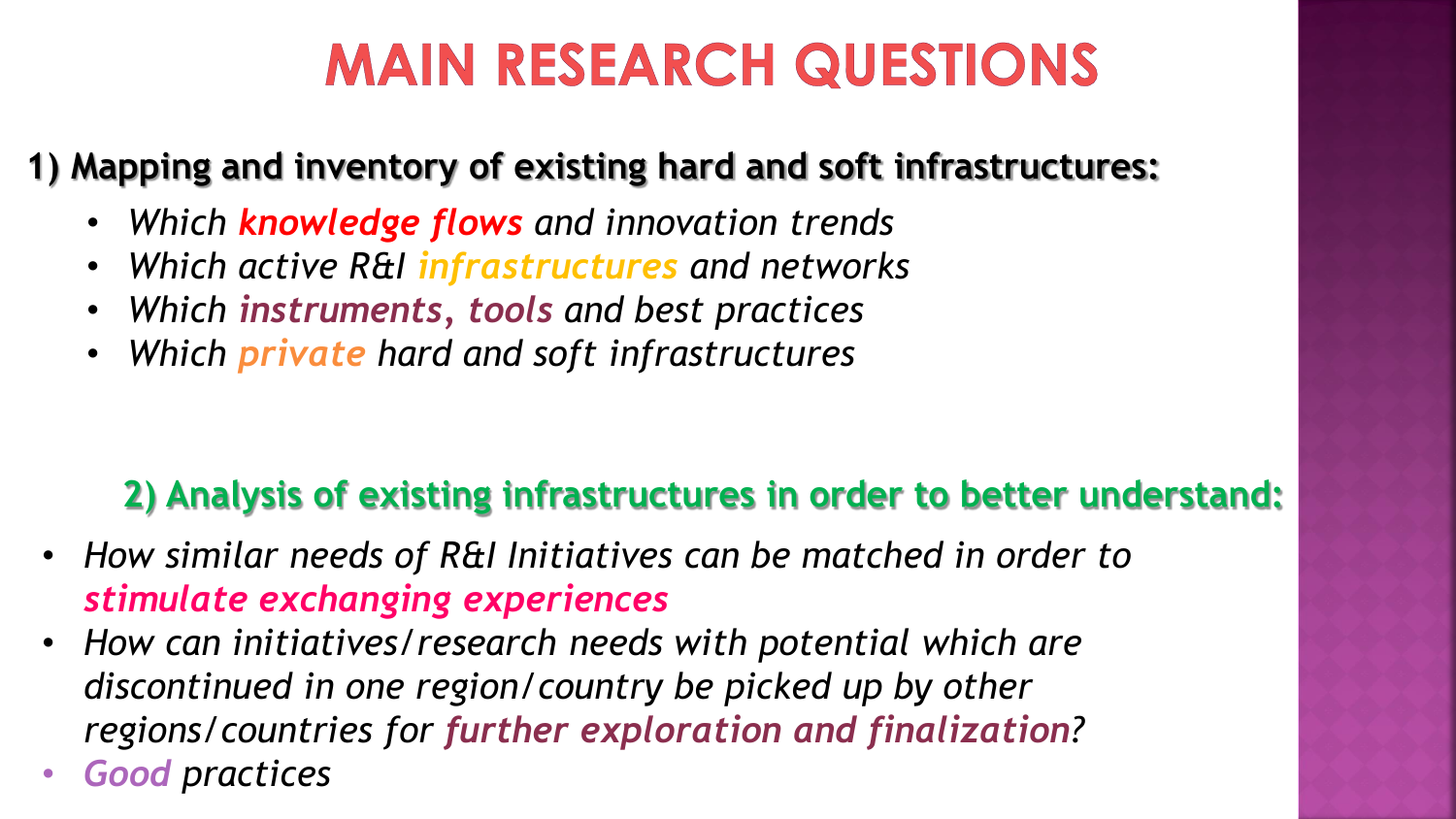# MAIN RESEARCH QUESTIONS

**1) Mapping and inventory of existing hard and soft infrastructures:**

- *Which **knowledge flows** and innovation trends*
- *Which active R&I **infrastructures** and networks*
- *Which **instruments, tools** and best practices*
- *Which **private** hard and soft infrastructures*

**2) Analysis of existing infrastructures in order to better understand:**

- *How similar needs of R&I Initiatives can be matched in order to **stimulate exchanging experiences***
- *How can initiatives/research needs with potential which are discontinued in one region/country be picked up by other regions/countries for **further exploration and finalization**?*
- ***Good** practices*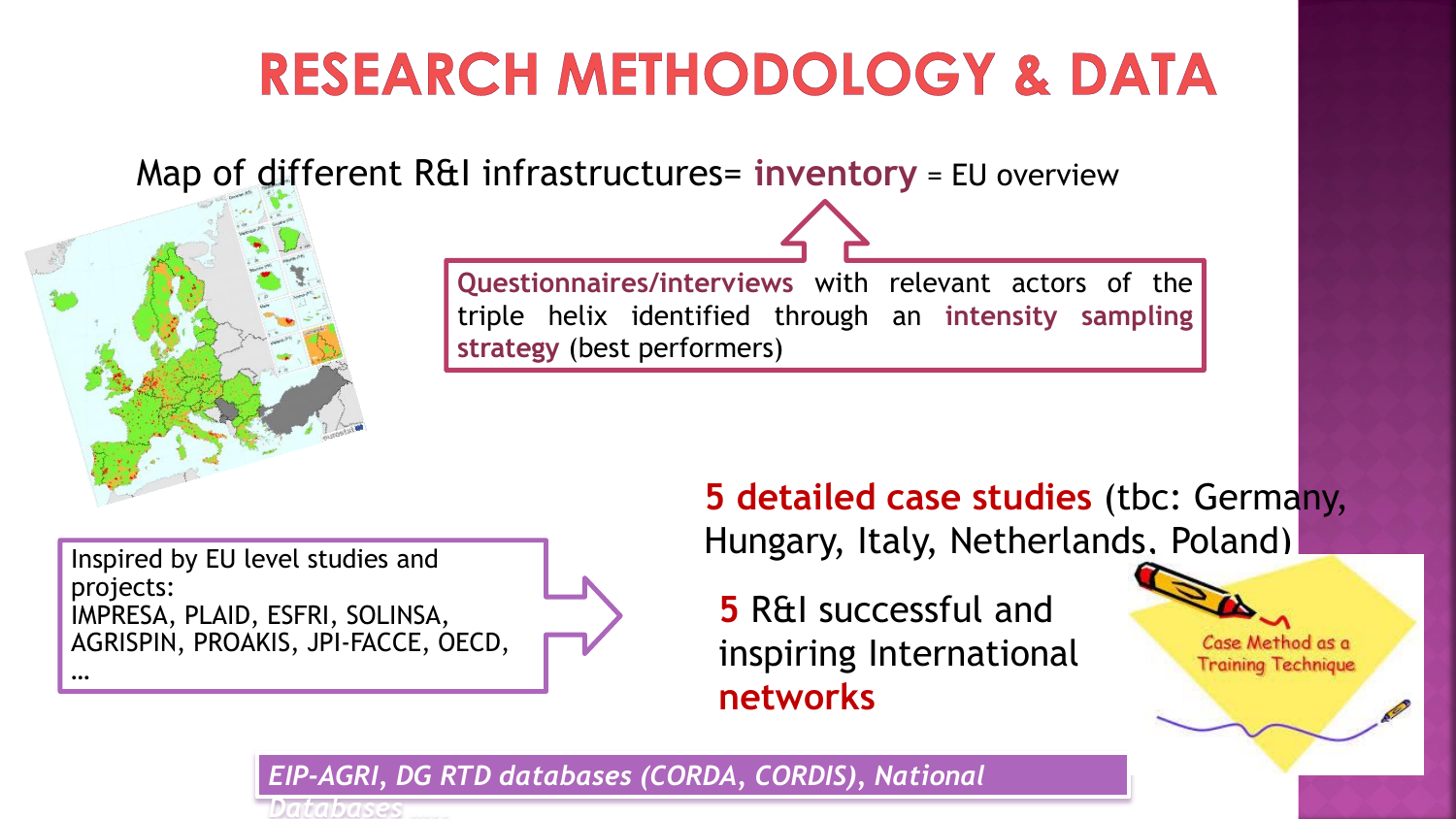# RESEARCH METHODOLOGY & DATA

Map of different R&I infrastructures= **inventory** = EU overview

**Questionnaires/interviews** with relevant actors of the triple helix identified through an **intensity sampling strategy** (best performers)

Inspired by EU level studies and projects:
IMPRESA, PLAID, ESFRI, SOLINSA, AGRISPIN, PROAKIS, JPI-FACCE, OECD, …

**5 detailed case studies** (tbc: Germany, Hungary, Italy, Netherlands, Poland)

**5** R&I successful and inspiring International **networks**

Case Method as a Training Technique

*EIP-AGRI, DG RTD databases (CORDA, CORDIS), National Databases ….*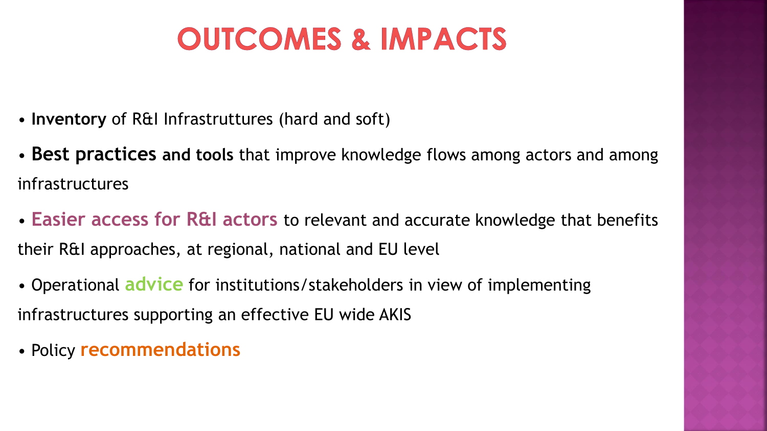# OUTCOMES & IMPACTS

- **Inventory** of R&I Infrastruttures (hard and soft)
- **Best practices and tools** that improve knowledge flows among actors and among infrastructures
- **Easier access for R&I actors** to relevant and accurate knowledge that benefits their R&I approaches, at regional, national and EU level
- Operational **advice** for institutions/stakeholders in view of implementing infrastructures supporting an effective EU wide AKIS
- Policy **recommendations**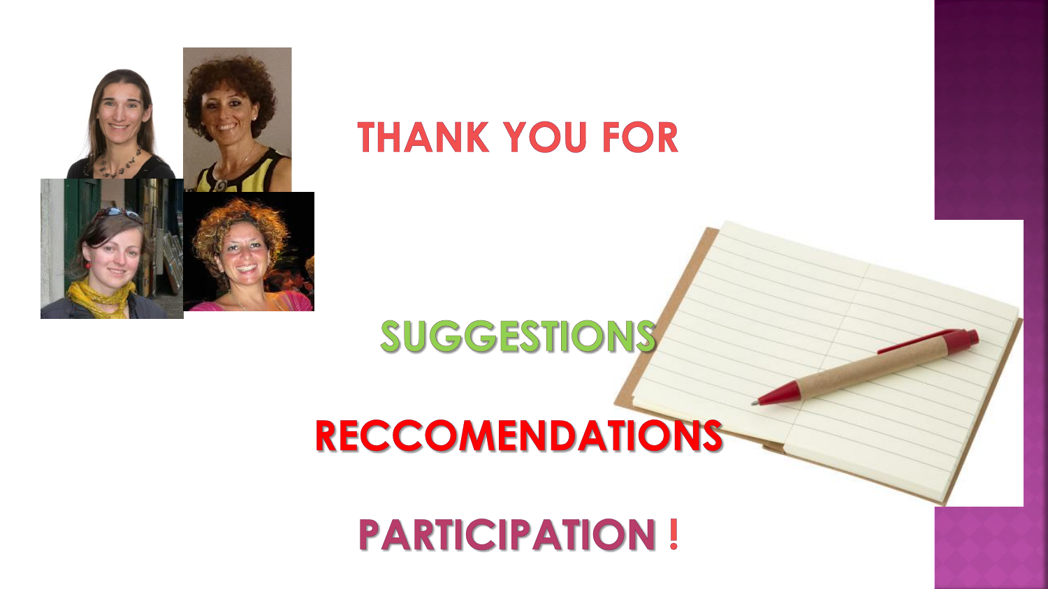# THANK YOU FOR

**SUGGESTIONS**

**RECCOMENDATIONS**

**PARTICIPATION !**